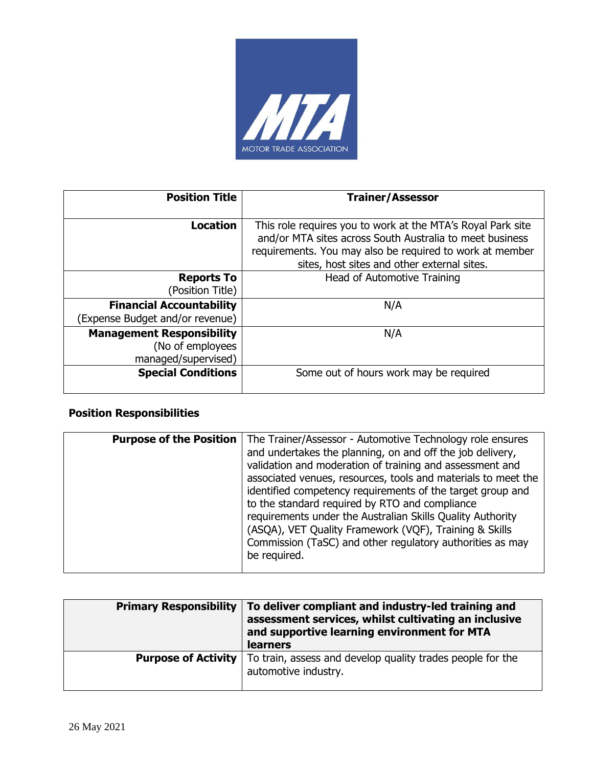MTA

MOTOR TRADE ASSOCIATION

| **Position Title** | **Trainer/Assessor** |
|---|---|
| **Location** | This role requires you to work at the MTA's Royal Park site and/or MTA sites across South Australia to meet business requirements. You may also be required to work at member sites, host sites and other external sites. |
| **Reports To** (Position Title) | Head of Automotive Training |
| **Financial Accountability** (Expense Budget and/or revenue) | N/A |
| **Management Responsibility** (No of employees managed/supervised) | N/A |
| **Special Conditions** | Some out of hours work may be required |

## Position Responsibilities

| **Purpose of the Position** | The Trainer/Assessor - Automotive Technology role ensures and undertakes the planning, on and off the job delivery, validation and moderation of training and assessment and associated venues, resources, tools and materials to meet the identified competency requirements of the target group and to the standard required by RTO and compliance requirements under the Australian Skills Quality Authority (ASQA), VET Quality Framework (VQF), Training & Skills Commission (TaSC) and other regulatory authorities as may be required. |
|---|---|

| **Primary Responsibility** | **To deliver compliant and industry-led training and assessment services, whilst cultivating an inclusive and supportive learning environment for MTA learners** |
|---|---|
| **Purpose of Activity** | To train, assess and develop quality trades people for the automotive industry. |

26 May 2021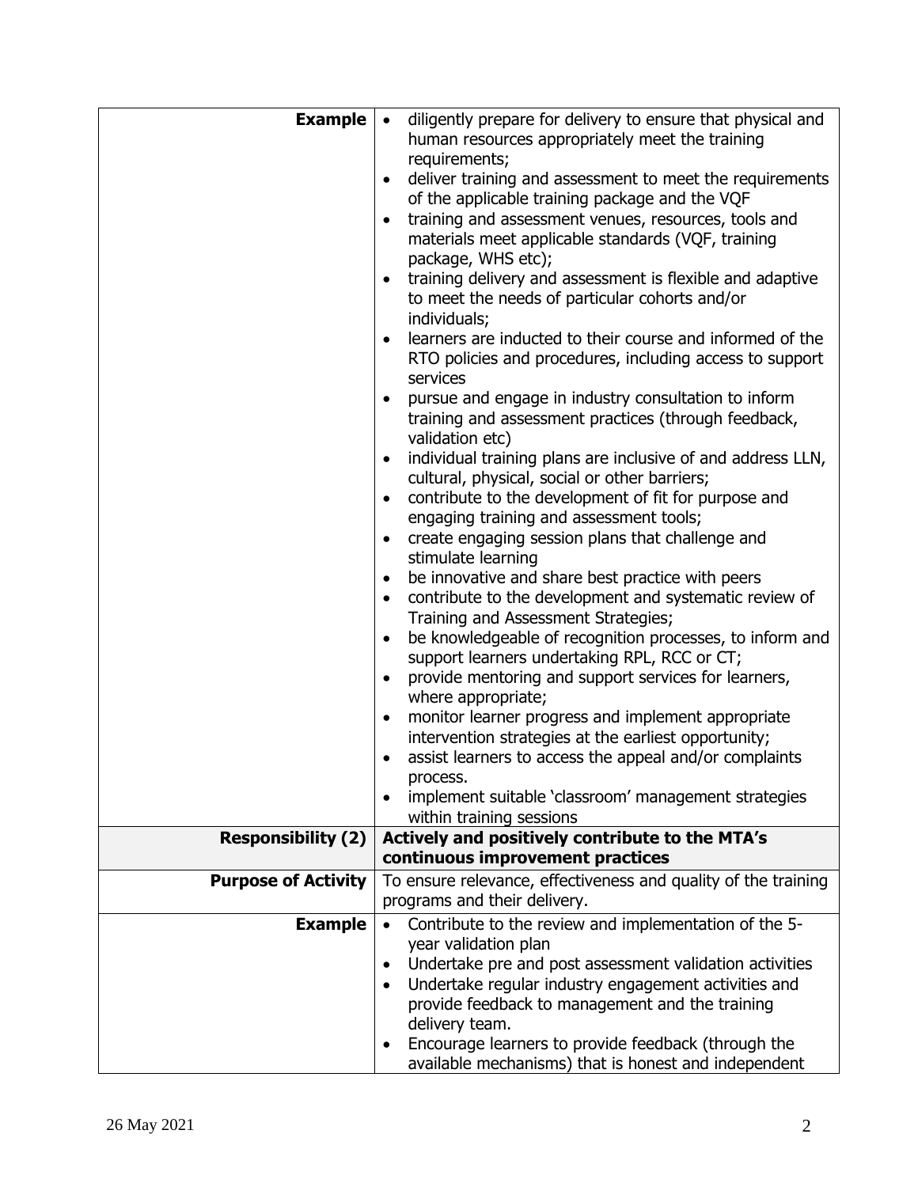| | |
|---|---|
| **Example** | • diligently prepare for delivery to ensure that physical and human resources appropriately meet the training requirements;<br>• deliver training and assessment to meet the requirements of the applicable training package and the VQF<br>• training and assessment venues, resources, tools and materials meet applicable standards (VQF, training package, WHS etc);<br>• training delivery and assessment is flexible and adaptive to meet the needs of particular cohorts and/or individuals;<br>• learners are inducted to their course and informed of the RTO policies and procedures, including access to support services<br>• pursue and engage in industry consultation to inform training and assessment practices (through feedback, validation etc)<br>• individual training plans are inclusive of and address LLN, cultural, physical, social or other barriers;<br>• contribute to the development of fit for purpose and engaging training and assessment tools;<br>• create engaging session plans that challenge and stimulate learning<br>• be innovative and share best practice with peers<br>• contribute to the development and systematic review of Training and Assessment Strategies;<br>• be knowledgeable of recognition processes, to inform and support learners undertaking RPL, RCC or CT;<br>• provide mentoring and support services for learners, where appropriate;<br>• monitor learner progress and implement appropriate intervention strategies at the earliest opportunity;<br>• assist learners to access the appeal and/or complaints process.<br>• implement suitable 'classroom' management strategies within training sessions |
| **Responsibility (2)** | **Actively and positively contribute to the MTA's continuous improvement practices** |
| **Purpose of Activity** | To ensure relevance, effectiveness and quality of the training programs and their delivery. |
| **Example** | • Contribute to the review and implementation of the 5-year validation plan<br>• Undertake pre and post assessment validation activities<br>• Undertake regular industry engagement activities and provide feedback to management and the training delivery team.<br>• Encourage learners to provide feedback (through the available mechanisms) that is honest and independent |

26 May 2021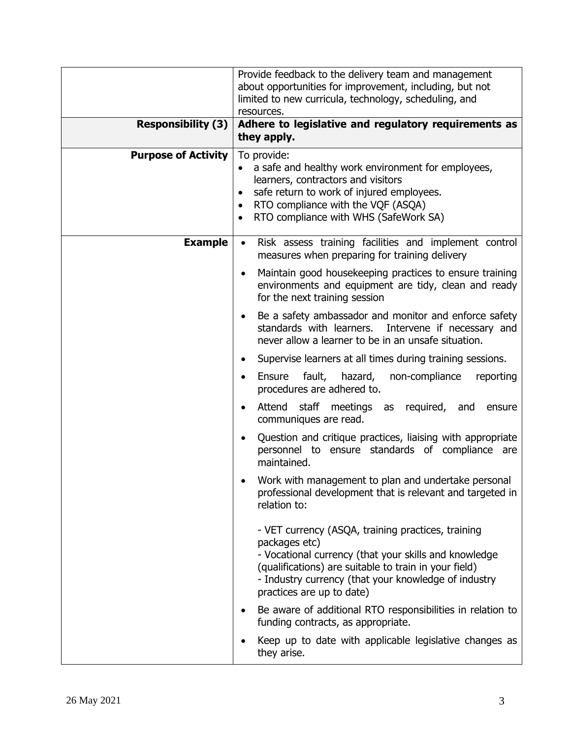| | |
|---|---|
| | Provide feedback to the delivery team and management about opportunities for improvement, including, but not limited to new curricula, technology, scheduling, and resources. |
| **Responsibility (3)** | **Adhere to legislative and regulatory requirements as they apply.** |
| **Purpose of Activity** | To provide:<br>• a safe and healthy work environment for employees, learners, contractors and visitors<br>• safe return to work of injured employees.<br>• RTO compliance with the VQF (ASQA)<br>• RTO compliance with WHS (SafeWork SA) |
| **Example** | • Risk assess training facilities and implement control measures when preparing for training delivery<br>• Maintain good housekeeping practices to ensure training environments and equipment are tidy, clean and ready for the next training session<br>• Be a safety ambassador and monitor and enforce safety standards with learners. Intervene if necessary and never allow a learner to be in an unsafe situation.<br>• Supervise learners at all times during training sessions.<br>• Ensure fault, hazard, non-compliance reporting procedures are adhered to.<br>• Attend staff meetings as required, and ensure communiques are read.<br>• Question and critique practices, liaising with appropriate personnel to ensure standards of compliance are maintained.<br>• Work with management to plan and undertake personal professional development that is relevant and targeted in relation to:<br><br>- VET currency (ASQA, training practices, training packages etc)<br>- Vocational currency (that your skills and knowledge (qualifications) are suitable to train in your field)<br>- Industry currency (that your knowledge of industry practices are up to date)<br>• Be aware of additional RTO responsibilities in relation to funding contracts, as appropriate.<br>• Keep up to date with applicable legislative changes as they arise. |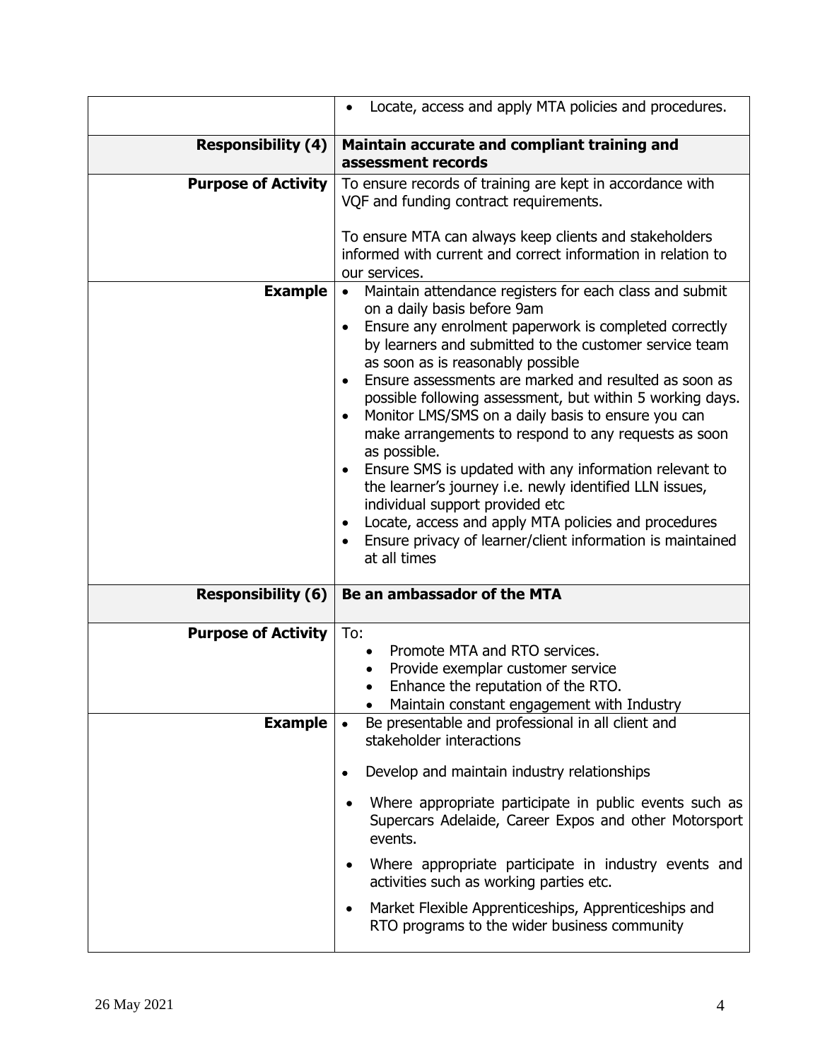| | |
|---|---|
| | • Locate, access and apply MTA policies and procedures. |
| **Responsibility (4)** | **Maintain accurate and compliant training and assessment records** |
| **Purpose of Activity** | To ensure records of training are kept in accordance with VQF and funding contract requirements.<br><br>To ensure MTA can always keep clients and stakeholders informed with current and correct information in relation to our services. |
| **Example** | • Maintain attendance registers for each class and submit on a daily basis before 9am<br>• Ensure any enrolment paperwork is completed correctly by learners and submitted to the customer service team as soon as is reasonably possible<br>• Ensure assessments are marked and resulted as soon as possible following assessment, but within 5 working days.<br>• Monitor LMS/SMS on a daily basis to ensure you can make arrangements to respond to any requests as soon as possible.<br>• Ensure SMS is updated with any information relevant to the learner's journey i.e. newly identified LLN issues, individual support provided etc<br>• Locate, access and apply MTA policies and procedures<br>• Ensure privacy of learner/client information is maintained at all times |
| **Responsibility (6)** | **Be an ambassador of the MTA** |
| **Purpose of Activity** | To:<br>• Promote MTA and RTO services.<br>• Provide exemplar customer service<br>• Enhance the reputation of the RTO.<br>• Maintain constant engagement with Industry |
| **Example** | • Be presentable and professional in all client and stakeholder interactions<br>• Develop and maintain industry relationships<br>• Where appropriate participate in public events such as Supercars Adelaide, Career Expos and other Motorsport events.<br>• Where appropriate participate in industry events and activities such as working parties etc.<br>• Market Flexible Apprenticeships, Apprenticeships and RTO programs to the wider business community |

26 May 2021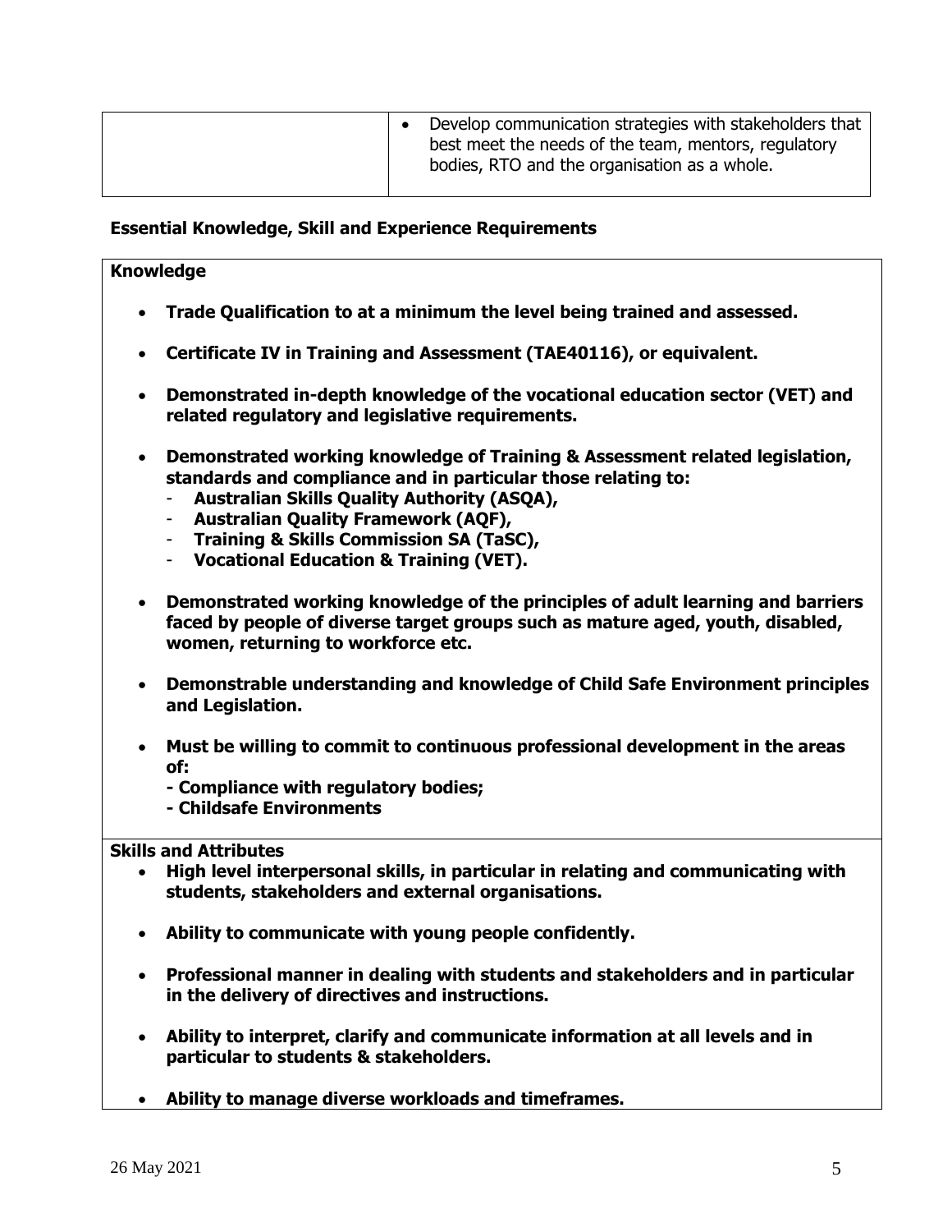| | |
|---|---|
| | • Develop communication strategies with stakeholders that best meet the needs of the team, mentors, regulatory bodies, RTO and the organisation as a whole. |

**Essential Knowledge, Skill and Experience Requirements**

**Knowledge**

- **Trade Qualification to at a minimum the level being trained and assessed.**
- **Certificate IV in Training and Assessment (TAE40116), or equivalent.**
- **Demonstrated in-depth knowledge of the vocational education sector (VET) and related regulatory and legislative requirements.**
- **Demonstrated working knowledge of Training & Assessment related legislation, standards and compliance and in particular those relating to:**
  - **Australian Skills Quality Authority (ASQA),**
  - **Australian Quality Framework (AQF),**
  - **Training & Skills Commission SA (TaSC),**
  - **Vocational Education & Training (VET).**
- **Demonstrated working knowledge of the principles of adult learning and barriers faced by people of diverse target groups such as mature aged, youth, disabled, women, returning to workforce etc.**
- **Demonstrable understanding and knowledge of Child Safe Environment principles and Legislation.**
- **Must be willing to commit to continuous professional development in the areas of:**
  **- Compliance with regulatory bodies;**
  **- Childsafe Environments**

**Skills and Attributes**

- **High level interpersonal skills, in particular in relating and communicating with students, stakeholders and external organisations.**
- **Ability to communicate with young people confidently.**
- **Professional manner in dealing with students and stakeholders and in particular in the delivery of directives and instructions.**
- **Ability to interpret, clarify and communicate information at all levels and in particular to students & stakeholders.**
- **Ability to manage diverse workloads and timeframes.**

26 May 2021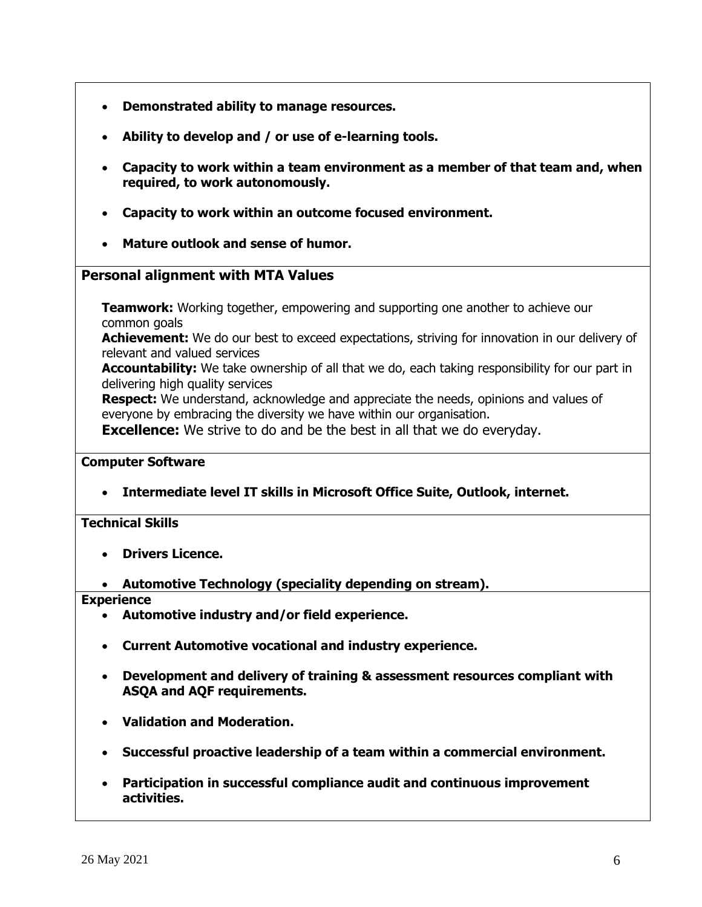- **Demonstrated ability to manage resources.**
- **Ability to develop and / or use of e-learning tools.**
- **Capacity to work within a team environment as a member of that team and, when required, to work autonomously.**
- **Capacity to work within an outcome focused environment.**
- **Mature outlook and sense of humor.**

### Personal alignment with MTA Values

**Teamwork:** Working together, empowering and supporting one another to achieve our common goals
**Achievement:** We do our best to exceed expectations, striving for innovation in our delivery of relevant and valued services
**Accountability:** We take ownership of all that we do, each taking responsibility for our part in delivering high quality services
**Respect:** We understand, acknowledge and appreciate the needs, opinions and values of everyone by embracing the diversity we have within our organisation.
**Excellence:** We strive to do and be the best in all that we do everyday.

**Computer Software**

- **Intermediate level IT skills in Microsoft Office Suite, Outlook, internet.**

**Technical Skills**

- **Drivers Licence.**
- **Automotive Technology (speciality depending on stream).**

**Experience**

- **Automotive industry and/or field experience.**
- **Current Automotive vocational and industry experience.**
- **Development and delivery of training & assessment resources compliant with ASQA and AQF requirements.**
- **Validation and Moderation.**
- **Successful proactive leadership of a team within a commercial environment.**
- **Participation in successful compliance audit and continuous improvement activities.**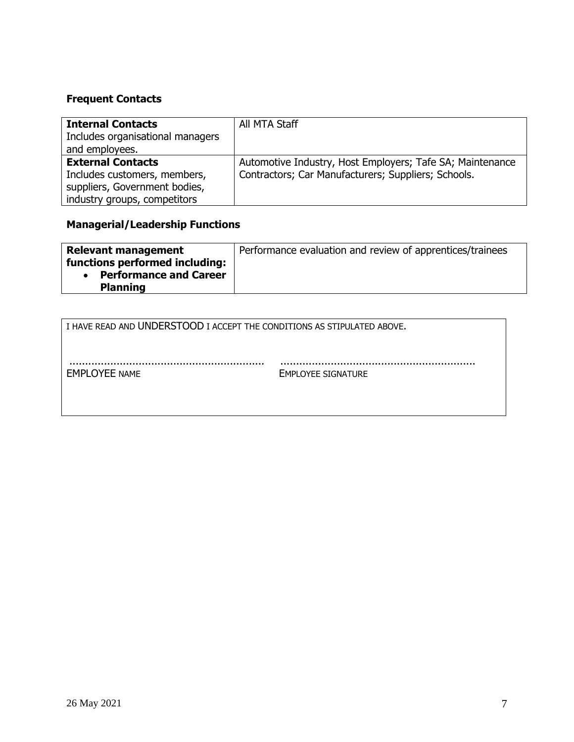### Frequent Contacts

| | |
|---|---|
| **Internal Contacts** Includes organisational managers and employees. | All MTA Staff |
| **External Contacts** Includes customers, members, suppliers, Government bodies, industry groups, competitors | Automotive Industry, Host Employers; Tafe SA; Maintenance Contractors; Car Manufacturers; Suppliers; Schools. |

### Managerial/Leadership Functions

| | |
|---|---|
| **Relevant management functions performed including:** • **Performance and Career Planning** | Performance evaluation and review of apprentices/trainees |

I HAVE READ AND UNDERSTOOD I ACCEPT THE CONDITIONS AS STIPULATED ABOVE.

…………………………………………………… ……………………………………………………

EMPLOYEE NAME EMPLOYEE SIGNATURE

26 May 2021